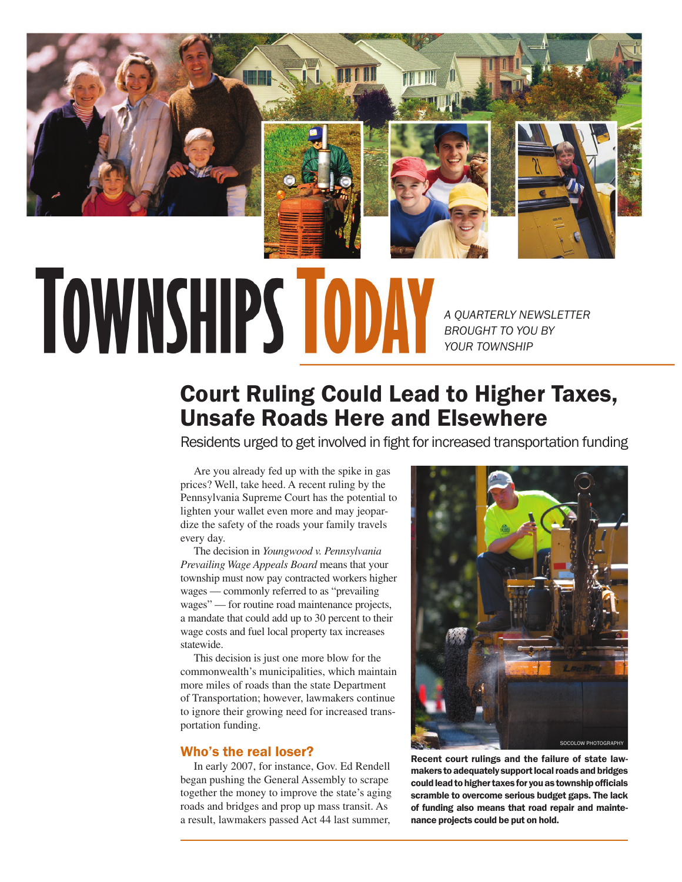# TOWNSHIPS TODAY

*A QUARTERLY NEWSLETTER BROUGHT TO YOU BY YOUR TOWNSHIP*

## Court Ruling Could Lead to Higher Taxes, Unsafe Roads Here and Elsewhere

Residents urged to get involved in fight for increased transportation funding

Are you already fed up with the spike in gas prices? Well, take heed. A recent ruling by the Pennsylvania Supreme Court has the potential to lighten your wallet even more and may jeopardize the safety of the roads your family travels every day.

The decision in *Youngwood v. Pennsylvania Prevailing Wage Appeals Board* means that your township must now pay contracted workers higher wages — commonly referred to as "prevailing wages" — for routine road maintenance projects, a mandate that could add up to 30 percent to their wage costs and fuel local property tax increases statewide.

This decision is just one more blow for the commonwealth's municipalities, which maintain more miles of roads than the state Department of Transportation; however, lawmakers continue to ignore their growing need for increased transportation funding.

### Who's the real loser?

In early 2007, for instance, Gov. Ed Rendell began pushing the General Assembly to scrape together the money to improve the state's aging roads and bridges and prop up mass transit. As a result, lawmakers passed Act 44 last summer,

SOCOLOW PHOTOGRAPHY

**Recent court rulings and the failure of state lawmakers to adequately support local roads and bridges could lead to higher taxes for you as township officials scramble to overcome serious budget gaps. The lack of funding also means that road repair and maintenance projects could be put on hold.**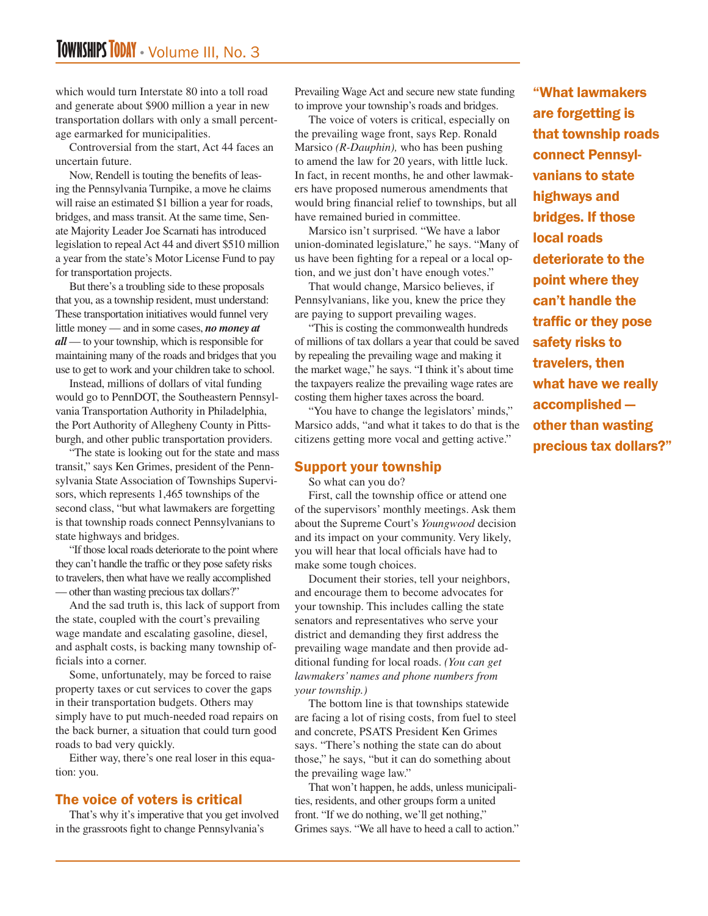which would turn Interstate 80 into a toll road and generate about $900 million a year in new transportation dollars with only a small percentage earmarked for municipalities.

Controversial from the start, Act 44 faces an uncertain future.

Now, Rendell is touting the benefits of leasing the Pennsylvania Turnpike, a move he claims will raise an estimated $1 billion a year for roads, bridges, and mass transit. At the same time, Senate Majority Leader Joe Scarnati has introduced legislation to repeal Act 44 and divert $510 million a year from the state's Motor License Fund to pay for transportation projects.

But there's a troubling side to these proposals that you, as a township resident, must understand: These transportation initiatives would funnel very little money — and in some cases, ***no money at all*** — to your township, which is responsible for maintaining many of the roads and bridges that you use to get to work and your children take to school.

Instead, millions of dollars of vital funding would go to PennDOT, the Southeastern Pennsylvania Transportation Authority in Philadelphia, the Port Authority of Allegheny County in Pittsburgh, and other public transportation providers.

"The state is looking out for the state and mass transit," says Ken Grimes, president of the Pennsylvania State Association of Townships Supervisors, which represents 1,465 townships of the second class, "but what lawmakers are forgetting is that township roads connect Pennsylvanians to state highways and bridges.

"If those local roads deteriorate to the point where they can't handle the traffic or they pose safety risks to travelers, then what have we really accomplished — other than wasting precious tax dollars?"

And the sad truth is, this lack of support from the state, coupled with the court's prevailing wage mandate and escalating gasoline, diesel, and asphalt costs, is backing many township officials into a corner.

Some, unfortunately, may be forced to raise property taxes or cut services to cover the gaps in their transportation budgets. Others may simply have to put much-needed road repairs on the back burner, a situation that could turn good roads to bad very quickly.

Either way, there's one real loser in this equation: you.

## The voice of voters is critical

That's why it's imperative that you get involved in the grassroots fight to change Pennsylvania's Prevailing Wage Act and secure new state funding to improve your township's roads and bridges.

The voice of voters is critical, especially on the prevailing wage front, says Rep. Ronald Marsico *(R-Dauphin),* who has been pushing to amend the law for 20 years, with little luck. In fact, in recent months, he and other lawmakers have proposed numerous amendments that would bring financial relief to townships, but all have remained buried in committee.

Marsico isn't surprised. "We have a labor union-dominated legislature," he says. "Many of us have been fighting for a repeal or a local option, and we just don't have enough votes."

That would change, Marsico believes, if Pennsylvanians, like you, knew the price they are paying to support prevailing wages.

"This is costing the commonwealth hundreds of millions of tax dollars a year that could be saved by repealing the prevailing wage and making it the market wage," he says. "I think it's about time the taxpayers realize the prevailing wage rates are costing them higher taxes across the board.

"You have to change the legislators' minds," Marsico adds, "and what it takes to do that is the citizens getting more vocal and getting active."

## Support your township

So what can you do?

First, call the township office or attend one of the supervisors' monthly meetings. Ask them about the Supreme Court's *Youngwood* decision and its impact on your community. Very likely, you will hear that local officials have had to make some tough choices.

Document their stories, tell your neighbors, and encourage them to become advocates for your township. This includes calling the state senators and representatives who serve your district and demanding they first address the prevailing wage mandate and then provide additional funding for local roads. *(You can get lawmakers' names and phone numbers from your township.)*

The bottom line is that townships statewide are facing a lot of rising costs, from fuel to steel and concrete, PSATS President Ken Grimes says. "There's nothing the state can do about those," he says, "but it can do something about the prevailing wage law."

That won't happen, he adds, unless municipalities, residents, and other groups form a united front. "If we do nothing, we'll get nothing," Grimes says. "We all have to heed a call to action."

**"What lawmakers are forgetting is that township roads connect Pennsylvanians to state highways and bridges. If those local roads deteriorate to the point where they can't handle the traffic or they pose safety risks to travelers, then what have we really accomplished — other than wasting precious tax dollars?"**